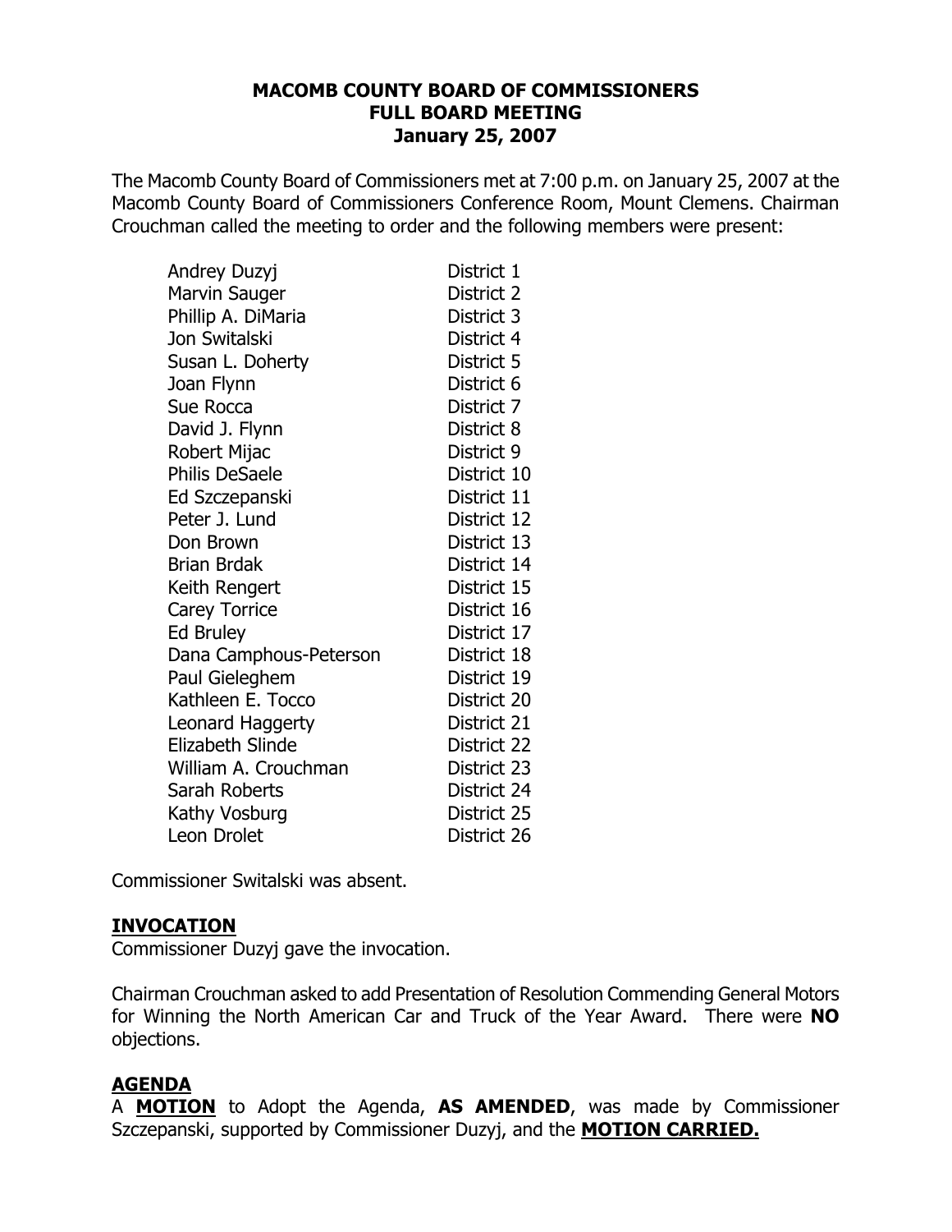**MACOMB COUNTY BOARD OF COMMISSIONERS**
**FULL BOARD MEETING**
**January 25, 2007**

The Macomb County Board of Commissioners met at 7:00 p.m. on January 25, 2007 at the Macomb County Board of Commissioners Conference Room, Mount Clemens. Chairman Crouchman called the meeting to order and the following members were present:

| | |
|---|---|
| Andrey Duzyj | District 1 |
| Marvin Sauger | District 2 |
| Phillip A. DiMaria | District 3 |
| Jon Switalski | District 4 |
| Susan L. Doherty | District 5 |
| Joan Flynn | District 6 |
| Sue Rocca | District 7 |
| David J. Flynn | District 8 |
| Robert Mijac | District 9 |
| Philis DeSaele | District 10 |
| Ed Szczepanski | District 11 |
| Peter J. Lund | District 12 |
| Don Brown | District 13 |
| Brian Brdak | District 14 |
| Keith Rengert | District 15 |
| Carey Torrice | District 16 |
| Ed Bruley | District 17 |
| Dana Camphous-Peterson | District 18 |
| Paul Gieleghem | District 19 |
| Kathleen E. Tocco | District 20 |
| Leonard Haggerty | District 21 |
| Elizabeth Slinde | District 22 |
| William A. Crouchman | District 23 |
| Sarah Roberts | District 24 |
| Kathy Vosburg | District 25 |
| Leon Drolet | District 26 |

Commissioner Switalski was absent.

## INVOCATION

Commissioner Duzyj gave the invocation.

Chairman Crouchman asked to add Presentation of Resolution Commending General Motors for Winning the North American Car and Truck of the Year Award. There were **NO** objections.

## AGENDA

A **MOTION** to Adopt the Agenda, **AS AMENDED**, was made by Commissioner Szczepanski, supported by Commissioner Duzyj, and the **MOTION CARRIED.**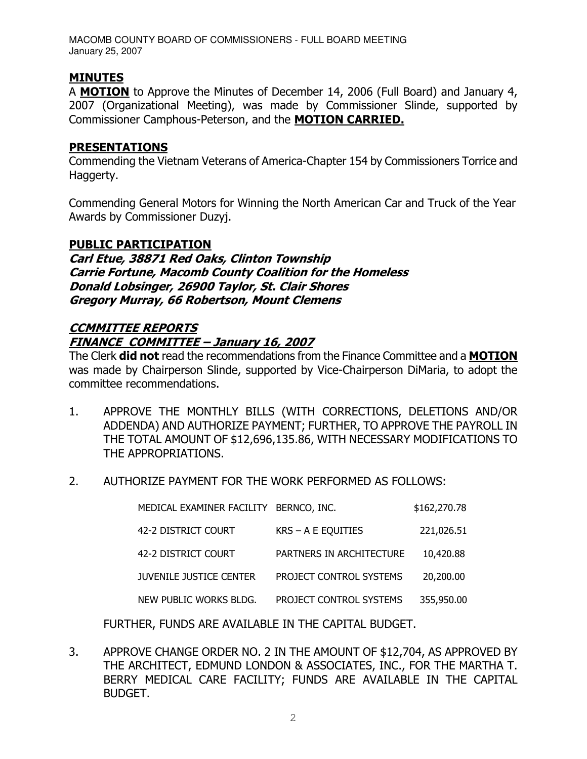## MINUTES

A **MOTION** to Approve the Minutes of December 14, 2006 (Full Board) and January 4, 2007 (Organizational Meeting), was made by Commissioner Slinde, supported by Commissioner Camphous-Peterson, and the **MOTION CARRIED.**

## PRESENTATIONS

Commending the Vietnam Veterans of America-Chapter 154 by Commissioners Torrice and Haggerty.

Commending General Motors for Winning the North American Car and Truck of the Year Awards by Commissioner Duzyj.

## PUBLIC PARTICIPATION

***Carl Etue, 38871 Red Oaks, Clinton Township***
***Carrie Fortune, Macomb County Coalition for the Homeless***
***Donald Lobsinger, 26900 Taylor, St. Clair Shores***
***Gregory Murray, 66 Robertson, Mount Clemens***

## *CCMMITTEE REPORTS*

### *FINANCE COMMITTEE – January 16, 2007*

The Clerk **did not** read the recommendations from the Finance Committee and a **MOTION** was made by Chairperson Slinde, supported by Vice-Chairperson DiMaria, to adopt the committee recommendations.

1. APPROVE THE MONTHLY BILLS (WITH CORRECTIONS, DELETIONS AND/OR ADDENDA) AND AUTHORIZE PAYMENT; FURTHER, TO APPROVE THE PAYROLL IN THE TOTAL AMOUNT OF $12,696,135.86, WITH NECESSARY MODIFICATIONS TO THE APPROPRIATIONS.

2. AUTHORIZE PAYMENT FOR THE WORK PERFORMED AS FOLLOWS:

| | | |
|---|---|---|
| MEDICAL EXAMINER FACILITY | BERNCO, INC. | $162,270.78 |
| 42-2 DISTRICT COURT | KRS – A E EQUITIES | 221,026.51 |
| 42-2 DISTRICT COURT | PARTNERS IN ARCHITECTURE | 10,420.88 |
| JUVENILE JUSTICE CENTER | PROJECT CONTROL SYSTEMS | 20,200.00 |
| NEW PUBLIC WORKS BLDG. | PROJECT CONTROL SYSTEMS | 355,950.00 |

   FURTHER, FUNDS ARE AVAILABLE IN THE CAPITAL BUDGET.

3. APPROVE CHANGE ORDER NO. 2 IN THE AMOUNT OF $12,704, AS APPROVED BY THE ARCHITECT, EDMUND LONDON & ASSOCIATES, INC., FOR THE MARTHA T. BERRY MEDICAL CARE FACILITY; FUNDS ARE AVAILABLE IN THE CAPITAL BUDGET.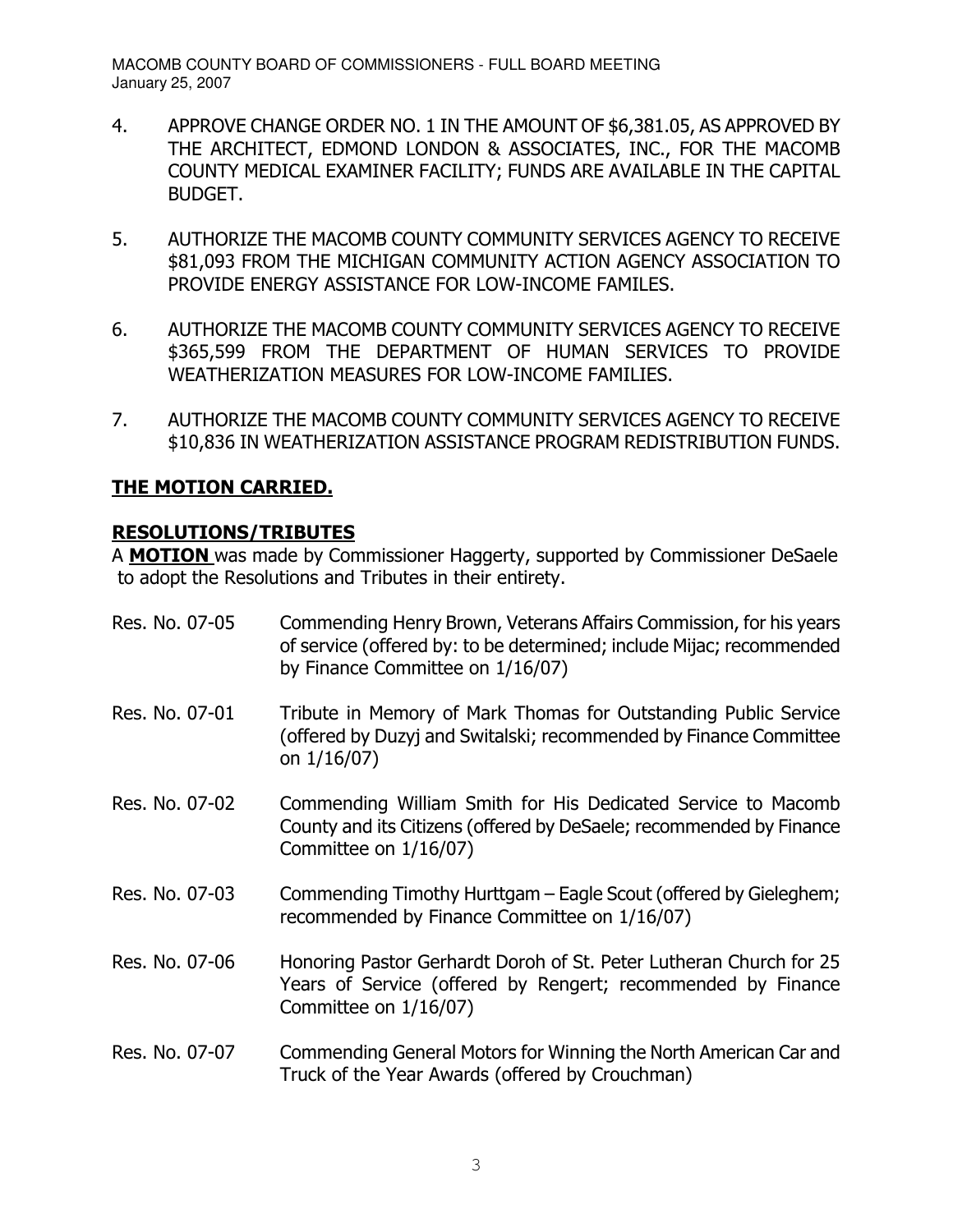4. APPROVE CHANGE ORDER NO. 1 IN THE AMOUNT OF $6,381.05, AS APPROVED BY THE ARCHITECT, EDMOND LONDON & ASSOCIATES, INC., FOR THE MACOMB COUNTY MEDICAL EXAMINER FACILITY; FUNDS ARE AVAILABLE IN THE CAPITAL BUDGET.

5. AUTHORIZE THE MACOMB COUNTY COMMUNITY SERVICES AGENCY TO RECEIVE $81,093 FROM THE MICHIGAN COMMUNITY ACTION AGENCY ASSOCIATION TO PROVIDE ENERGY ASSISTANCE FOR LOW-INCOME FAMILES.

6. AUTHORIZE THE MACOMB COUNTY COMMUNITY SERVICES AGENCY TO RECEIVE $365,599 FROM THE DEPARTMENT OF HUMAN SERVICES TO PROVIDE WEATHERIZATION MEASURES FOR LOW-INCOME FAMILIES.

7. AUTHORIZE THE MACOMB COUNTY COMMUNITY SERVICES AGENCY TO RECEIVE $10,836 IN WEATHERIZATION ASSISTANCE PROGRAM REDISTRIBUTION FUNDS.

**THE MOTION CARRIED.**

## RESOLUTIONS/TRIBUTES

A **MOTION** was made by Commissioner Haggerty, supported by Commissioner DeSaele to adopt the Resolutions and Tributes in their entirety.

Res. No. 07-05 Commending Henry Brown, Veterans Affairs Commission, for his years of service (offered by: to be determined; include Mijac; recommended by Finance Committee on 1/16/07)

Res. No. 07-01 Tribute in Memory of Mark Thomas for Outstanding Public Service (offered by Duzyj and Switalski; recommended by Finance Committee on 1/16/07)

Res. No. 07-02 Commending William Smith for His Dedicated Service to Macomb County and its Citizens (offered by DeSaele; recommended by Finance Committee on 1/16/07)

Res. No. 07-03 Commending Timothy Hurttgam – Eagle Scout (offered by Gieleghem; recommended by Finance Committee on 1/16/07)

Res. No. 07-06 Honoring Pastor Gerhardt Doroh of St. Peter Lutheran Church for 25 Years of Service (offered by Rengert; recommended by Finance Committee on 1/16/07)

Res. No. 07-07 Commending General Motors for Winning the North American Car and Truck of the Year Awards (offered by Crouchman)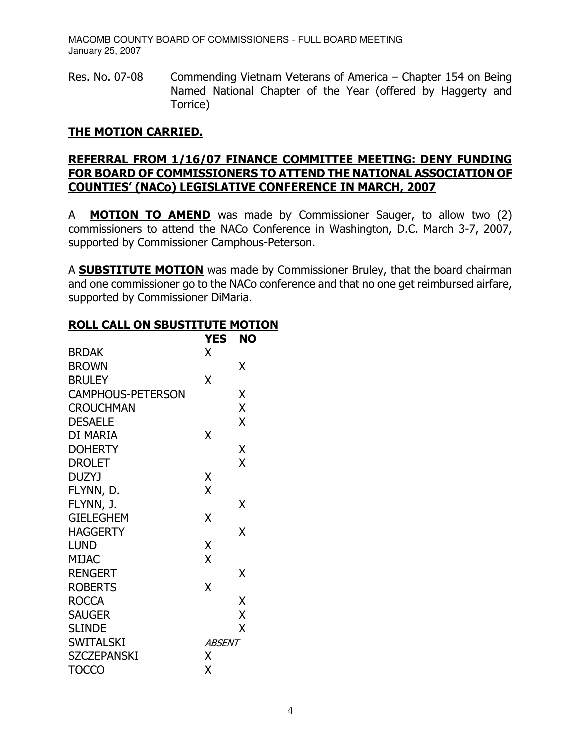Res. No. 07-08 Commending Vietnam Veterans of America – Chapter 154 on Being Named National Chapter of the Year (offered by Haggerty and Torrice)

**THE MOTION CARRIED.**

**REFERRAL FROM 1/16/07 FINANCE COMMITTEE MEETING: DENY FUNDING FOR BOARD OF COMMISSIONERS TO ATTEND THE NATIONAL ASSOCIATION OF COUNTIES' (NACo) LEGISLATIVE CONFERENCE IN MARCH, 2007**

A **MOTION TO AMEND** was made by Commissioner Sauger, to allow two (2) commissioners to attend the NACo Conference in Washington, D.C. March 3-7, 2007, supported by Commissioner Camphous-Peterson.

A **SUBSTITUTE MOTION** was made by Commissioner Bruley, that the board chairman and one commissioner go to the NACo conference and that no one get reimbursed airfare, supported by Commissioner DiMaria.

**ROLL CALL ON SBUSTITUTE MOTION**

| | YES | NO |
|---|---|---|
| BRDAK | X | |
| BROWN | | X |
| BRULEY | X | |
| CAMPHOUS-PETERSON | | X |
| CROUCHMAN | | X |
| DESAELE | | X |
| DI MARIA | X | |
| DOHERTY | | X |
| DROLET | | X |
| DUZYJ | X | |
| FLYNN, D. | X | |
| FLYNN, J. | | X |
| GIELEGHEM | X | |
| HAGGERTY | | X |
| LUND | X | |
| MIJAC | X | |
| RENGERT | | X |
| ROBERTS | X | |
| ROCCA | | X |
| SAUGER | | X |
| SLINDE | | X |
| SWITALSKI | *ABSENT* | |
| SZCZEPANSKI | X | |
| TOCCO | X | |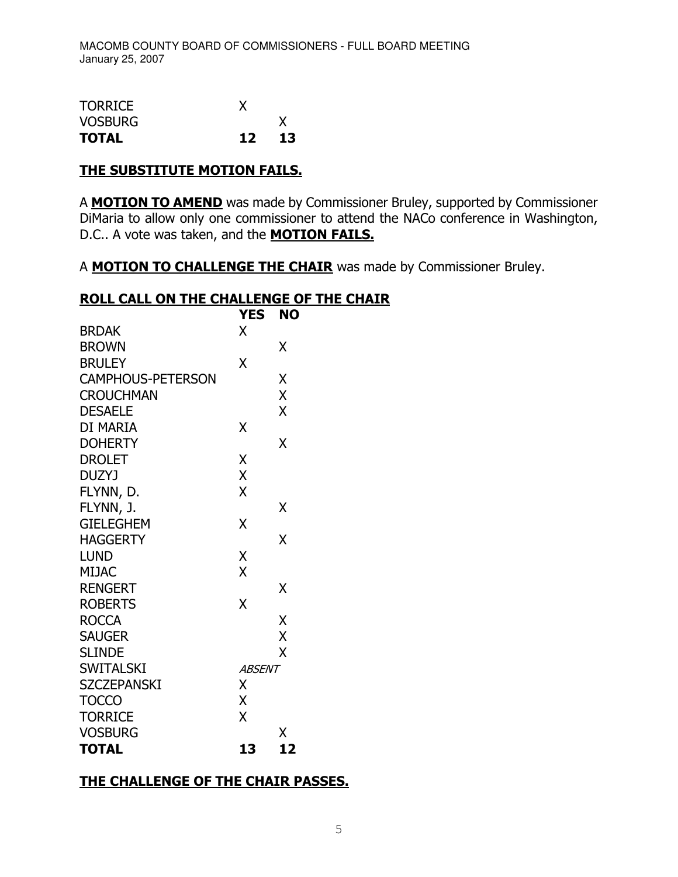| | | |
|---|---|---|
| TORRICE | X | |
| VOSBURG | | X |
| **TOTAL** | **12** | **13** |

**THE SUBSTITUTE MOTION FAILS.**

A **MOTION TO AMEND** was made by Commissioner Bruley, supported by Commissioner DiMaria to allow only one commissioner to attend the NACo conference in Washington, D.C.. A vote was taken, and the **MOTION FAILS.**

A **MOTION TO CHALLENGE THE CHAIR** was made by Commissioner Bruley.

**ROLL CALL ON THE CHALLENGE OF THE CHAIR**

| | YES | NO |
|---|---|---|
| BRDAK | X | |
| BROWN | | X |
| BRULEY | X | |
| CAMPHOUS-PETERSON | | X |
| CROUCHMAN | | X |
| DESAELE | | X |
| DI MARIA | X | |
| DOHERTY | | X |
| DROLET | X | |
| DUZYJ | X | |
| FLYNN, D. | X | |
| FLYNN, J. | | X |
| GIELEGHEM | X | |
| HAGGERTY | | X |
| LUND | X | |
| MIJAC | X | |
| RENGERT | | X |
| ROBERTS | X | |
| ROCCA | | X |
| SAUGER | | X |
| SLINDE | | X |
| SWITALSKI | *ABSENT* | |
| SZCZEPANSKI | X | |
| TOCCO | X | |
| TORRICE | X | |
| VOSBURG | | X |
| **TOTAL** | **13** | **12** |

**THE CHALLENGE OF THE CHAIR PASSES.**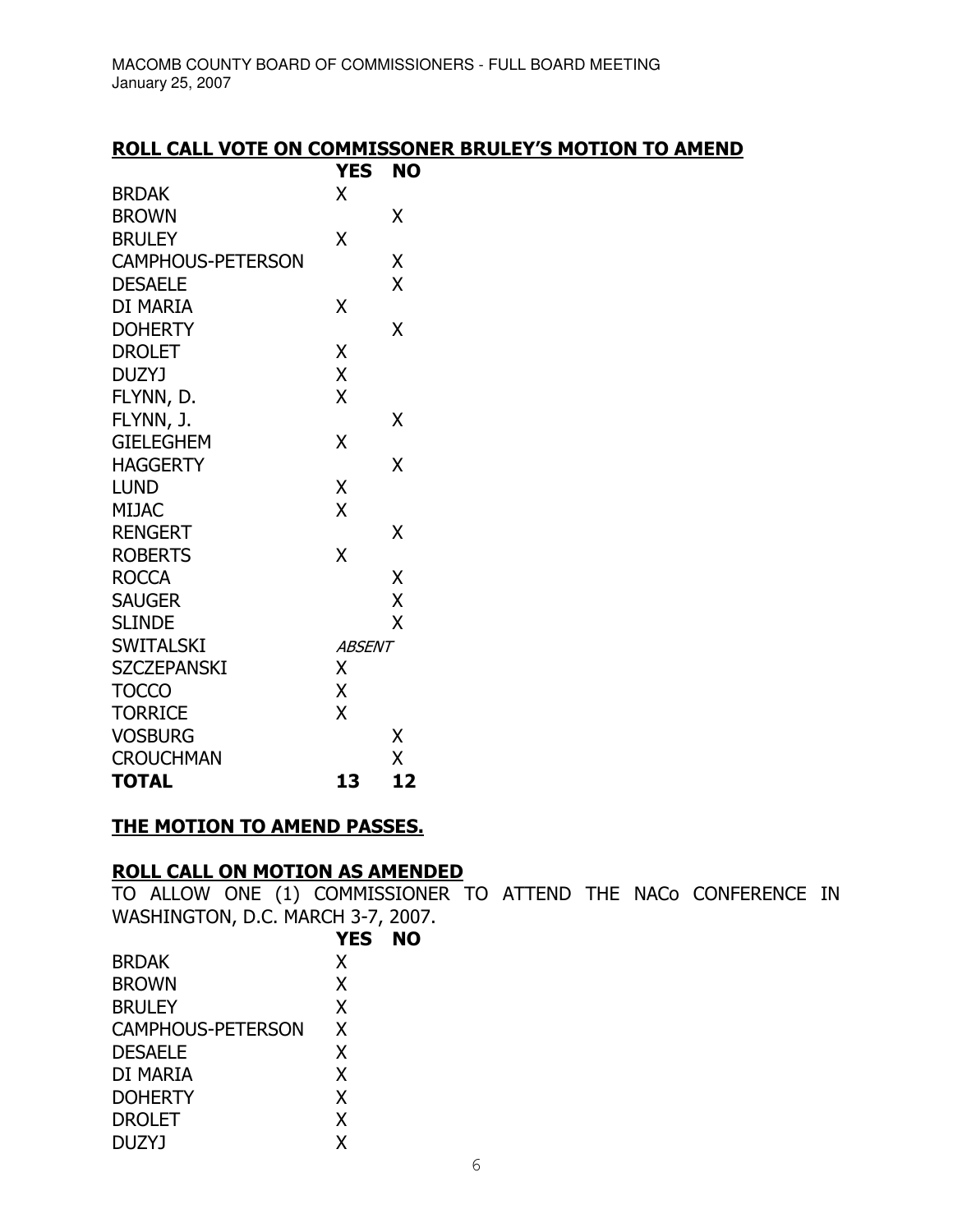## ROLL CALL VOTE ON COMMISSONER BRULEY'S MOTION TO AMEND

| | YES | NO |
|---|---|---|
| BRDAK | X | |
| BROWN | | X |
| BRULEY | X | |
| CAMPHOUS-PETERSON | | X |
| DESAELE | | X |
| DI MARIA | X | |
| DOHERTY | | X |
| DROLET | X | |
| DUZYJ | X | |
| FLYNN, D. | X | |
| FLYNN, J. | | X |
| GIELEGHEM | X | |
| HAGGERTY | | X |
| LUND | X | |
| MIJAC | X | |
| RENGERT | | X |
| ROBERTS | X | |
| ROCCA | | X |
| SAUGER | | X |
| SLINDE | | X |
| SWITALSKI | *ABSENT* | |
| SZCZEPANSKI | X | |
| TOCCO | X | |
| TORRICE | X | |
| VOSBURG | | X |
| CROUCHMAN | | X |
| **TOTAL** | **13** | **12** |

## THE MOTION TO AMEND PASSES.

## ROLL CALL ON MOTION AS AMENDED

TO ALLOW ONE (1) COMMISSIONER TO ATTEND THE NACo CONFERENCE IN WASHINGTON, D.C. MARCH 3-7, 2007.

| | YES | NO |
|---|---|---|
| BRDAK | X | |
| BROWN | X | |
| BRULEY | X | |
| CAMPHOUS-PETERSON | X | |
| DESAELE | X | |
| DI MARIA | X | |
| DOHERTY | X | |
| DROLET | X | |
| DUZYJ | X | |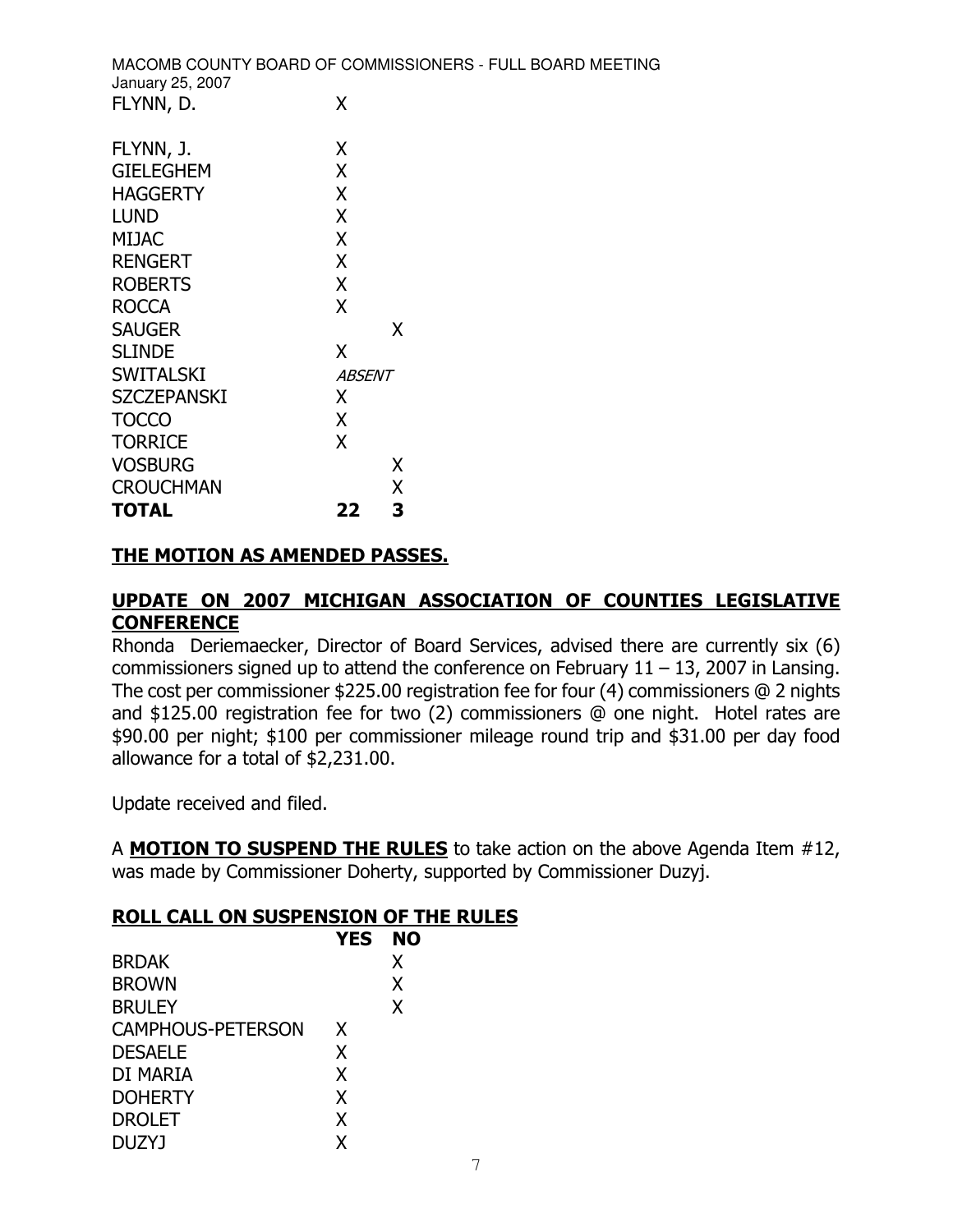| | | |
|---|---|---|
| FLYNN, D. | X | |
| FLYNN, J. | X | |
| GIELEGHEM | X | |
| HAGGERTY | X | |
| LUND | X | |
| MIJAC | X | |
| RENGERT | X | |
| ROBERTS | X | |
| ROCCA | X | |
| SAUGER | | X |
| SLINDE | X | |
| SWITALSKI | *ABSENT* | |
| SZCZEPANSKI | X | |
| TOCCO | X | |
| TORRICE | X | |
| VOSBURG | | X |
| CROUCHMAN | | X |
| **TOTAL** | **22** | **3** |

**THE MOTION AS AMENDED PASSES.**

**UPDATE ON 2007 MICHIGAN ASSOCIATION OF COUNTIES LEGISLATIVE CONFERENCE**

Rhonda Deriemaecker, Director of Board Services, advised there are currently six (6) commissioners signed up to attend the conference on February 11 – 13, 2007 in Lansing. The cost per commissioner $225.00 registration fee for four (4) commissioners @ 2 nights and $125.00 registration fee for two (2) commissioners @ one night. Hotel rates are $90.00 per night; $100 per commissioner mileage round trip and $31.00 per day food allowance for a total of $2,231.00.

Update received and filed.

A **MOTION TO SUSPEND THE RULES** to take action on the above Agenda Item #12, was made by Commissioner Doherty, supported by Commissioner Duzyj.

**ROLL CALL ON SUSPENSION OF THE RULES**

| | YES | NO |
|---|---|---|
| BRDAK | | X |
| BROWN | | X |
| BRULEY | | X |
| CAMPHOUS-PETERSON | X | |
| DESAELE | X | |
| DI MARIA | X | |
| DOHERTY | X | |
| DROLET | X | |
| DUZYJ | X | |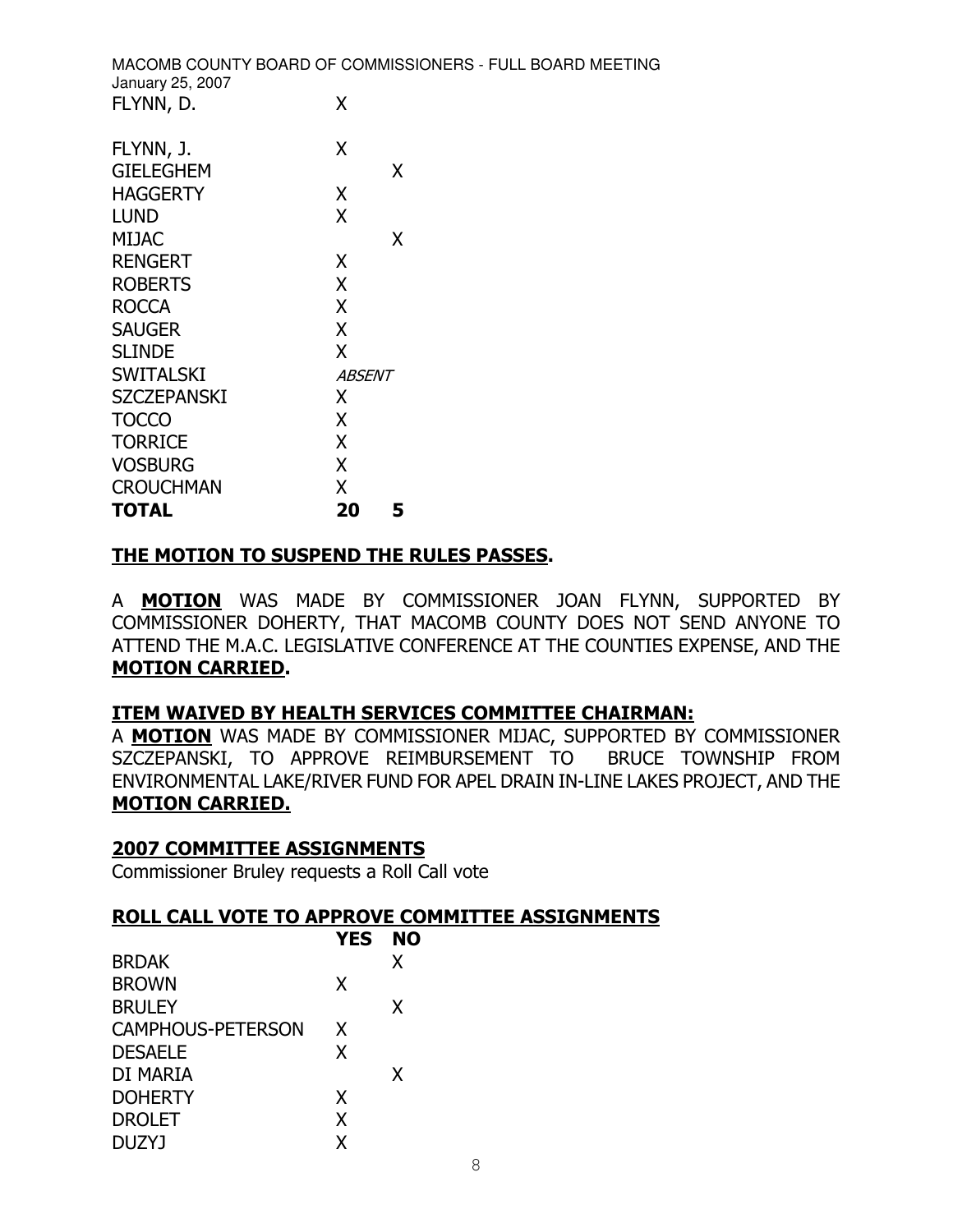| | | |
|---|---|---|
| FLYNN, D. | X | |
| FLYNN, J. | X | |
| GIELEGHEM | | X |
| HAGGERTY | X | |
| LUND | X | |
| MIJAC | | X |
| RENGERT | X | |
| ROBERTS | X | |
| ROCCA | X | |
| SAUGER | X | |
| SLINDE | X | |
| SWITALSKI | *ABSENT* | |
| SZCZEPANSKI | X | |
| TOCCO | X | |
| TORRICE | X | |
| VOSBURG | X | |
| CROUCHMAN | X | |
| **TOTAL** | **20** | **5** |

**THE MOTION TO SUSPEND THE RULES PASSES.**

A **MOTION** WAS MADE BY COMMISSIONER JOAN FLYNN, SUPPORTED BY COMMISSIONER DOHERTY, THAT MACOMB COUNTY DOES NOT SEND ANYONE TO ATTEND THE M.A.C. LEGISLATIVE CONFERENCE AT THE COUNTIES EXPENSE, AND THE **MOTION CARRIED.**

**ITEM WAIVED BY HEALTH SERVICES COMMITTEE CHAIRMAN:**

A **MOTION** WAS MADE BY COMMISSIONER MIJAC, SUPPORTED BY COMMISSIONER SZCZEPANSKI, TO APPROVE REIMBURSEMENT TO BRUCE TOWNSHIP FROM ENVIRONMENTAL LAKE/RIVER FUND FOR APEL DRAIN IN-LINE LAKES PROJECT, AND THE **MOTION CARRIED.**

**2007 COMMITTEE ASSIGNMENTS**

Commissioner Bruley requests a Roll Call vote

**ROLL CALL VOTE TO APPROVE COMMITTEE ASSIGNMENTS**

| | YES | NO |
|---|---|---|
| BRDAK | | X |
| BROWN | X | |
| BRULEY | | X |
| CAMPHOUS-PETERSON | X | |
| DESAELE | X | |
| DI MARIA | | X |
| DOHERTY | X | |
| DROLET | X | |
| DUZYJ | X | |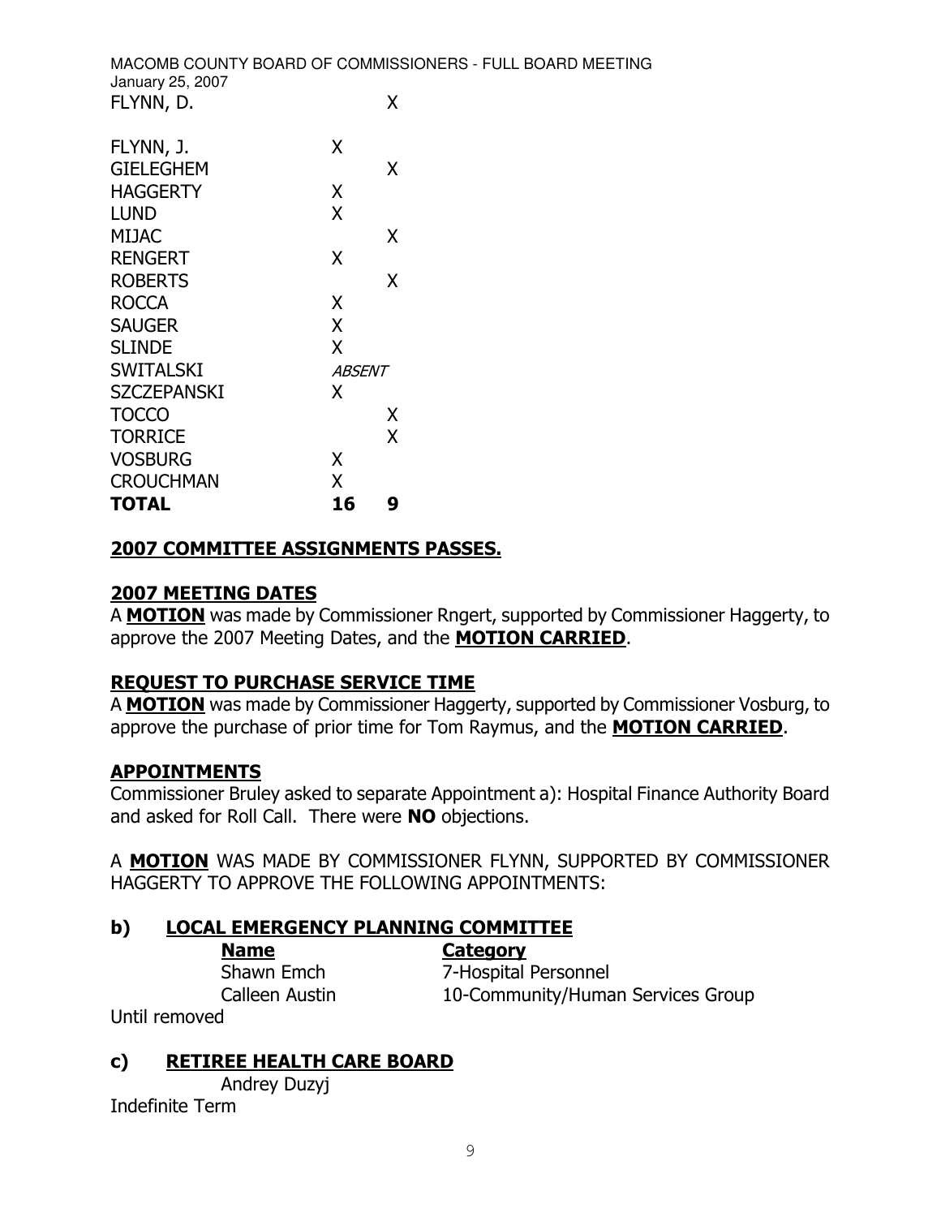| | | |
|---|---|---|
| FLYNN, D. | | X |
| FLYNN, J. | X | |
| GIELEGHEM | | X |
| HAGGERTY | X | |
| LUND | X | |
| MIJAC | | X |
| RENGERT | X | |
| ROBERTS | | X |
| ROCCA | X | |
| SAUGER | X | |
| SLINDE | X | |
| SWITALSKI | *ABSENT* | |
| SZCZEPANSKI | X | |
| TOCCO | | X |
| TORRICE | | X |
| VOSBURG | X | |
| CROUCHMAN | X | |
| **TOTAL** | **16** | **9** |

**2007 COMMITTEE ASSIGNMENTS PASSES.**

**2007 MEETING DATES**

A **MOTION** was made by Commissioner Rngert, supported by Commissioner Haggerty, to approve the 2007 Meeting Dates, and the **MOTION CARRIED**.

**REQUEST TO PURCHASE SERVICE TIME**

A **MOTION** was made by Commissioner Haggerty, supported by Commissioner Vosburg, to approve the purchase of prior time for Tom Raymus, and the **MOTION CARRIED**.

**APPOINTMENTS**

Commissioner Bruley asked to separate Appointment a): Hospital Finance Authority Board and asked for Roll Call. There were **NO** objections.

A **MOTION** WAS MADE BY COMMISSIONER FLYNN, SUPPORTED BY COMMISSIONER HAGGERTY TO APPROVE THE FOLLOWING APPOINTMENTS:

## b) LOCAL EMERGENCY PLANNING COMMITTEE

| Name | Category |
|---|---|
| Shawn Emch | 7-Hospital Personnel |
| Calleen Austin | 10-Community/Human Services Group |

Until removed

## c) RETIREE HEALTH CARE BOARD

Andrey Duzyj

Indefinite Term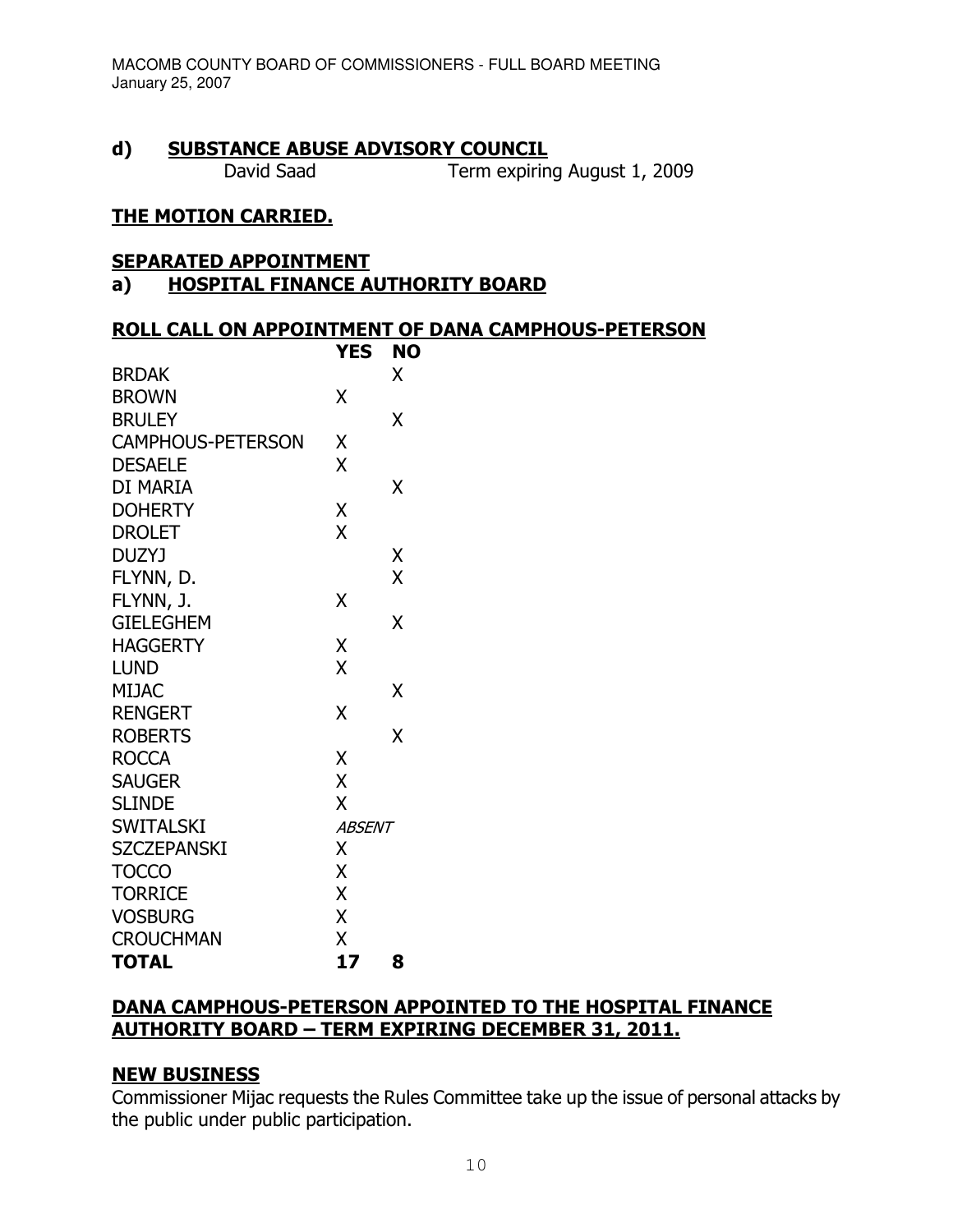**d) SUBSTANCE ABUSE ADVISORY COUNCIL**

David Saad Term expiring August 1, 2009

**THE MOTION CARRIED.**

**SEPARATED APPOINTMENT**

**a) HOSPITAL FINANCE AUTHORITY BOARD**

**ROLL CALL ON APPOINTMENT OF DANA CAMPHOUS-PETERSON**

| | YES | NO |
|---|---|---|
| BRDAK | | X |
| BROWN | X | |
| BRULEY | | X |
| CAMPHOUS-PETERSON | X | |
| DESAELE | X | |
| DI MARIA | | X |
| DOHERTY | X | |
| DROLET | X | |
| DUZYJ | | X |
| FLYNN, D. | | X |
| FLYNN, J. | X | |
| GIELEGHEM | | X |
| HAGGERTY | X | |
| LUND | X | |
| MIJAC | | X |
| RENGERT | X | |
| ROBERTS | | X |
| ROCCA | X | |
| SAUGER | X | |
| SLINDE | X | |
| SWITALSKI | *ABSENT* | |
| SZCZEPANSKI | X | |
| TOCCO | X | |
| TORRICE | X | |
| VOSBURG | X | |
| CROUCHMAN | X | |
| **TOTAL** | **17** | **8** |

**DANA CAMPHOUS-PETERSON APPOINTED TO THE HOSPITAL FINANCE AUTHORITY BOARD – TERM EXPIRING DECEMBER 31, 2011.**

**NEW BUSINESS**

Commissioner Mijac requests the Rules Committee take up the issue of personal attacks by the public under public participation.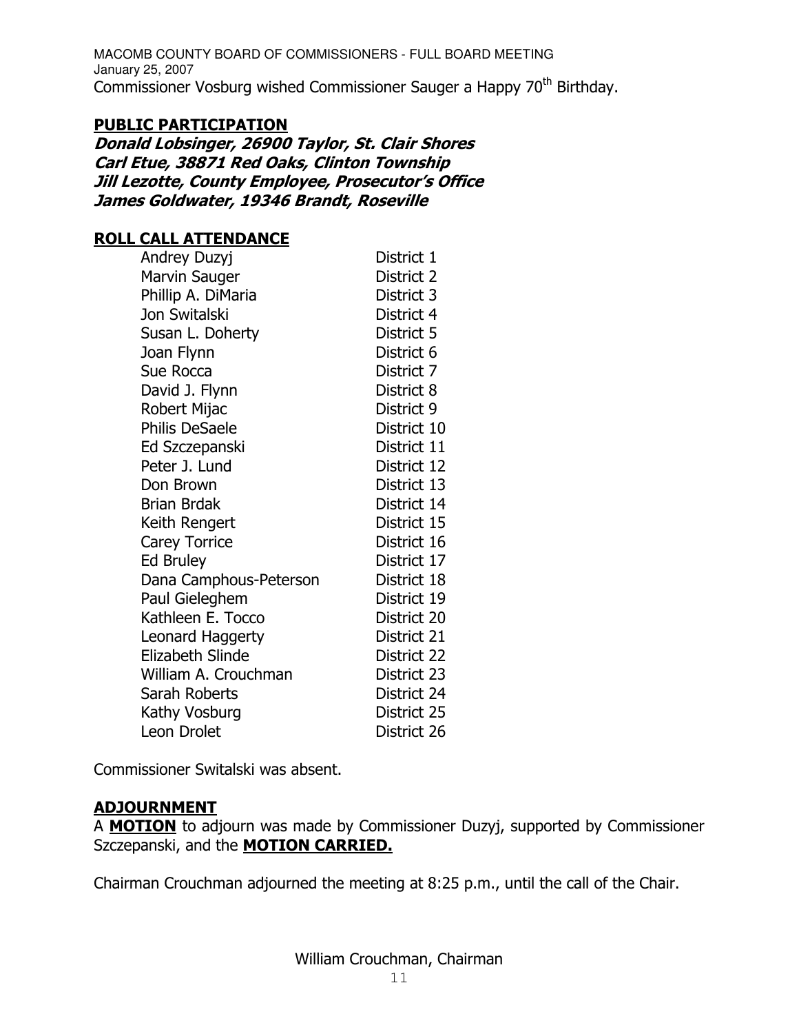Commissioner Vosburg wished Commissioner Sauger a Happy 70th Birthday.

**PUBLIC PARTICIPATION**

***Donald Lobsinger, 26900 Taylor, St. Clair Shores***
***Carl Etue, 38871 Red Oaks, Clinton Township***
***Jill Lezotte, County Employee, Prosecutor's Office***
***James Goldwater, 19346 Brandt, Roseville***

**ROLL CALL ATTENDANCE**

| | |
|---|---|
| Andrey Duzyj | District 1 |
| Marvin Sauger | District 2 |
| Phillip A. DiMaria | District 3 |
| Jon Switalski | District 4 |
| Susan L. Doherty | District 5 |
| Joan Flynn | District 6 |
| Sue Rocca | District 7 |
| David J. Flynn | District 8 |
| Robert Mijac | District 9 |
| Philis DeSaele | District 10 |
| Ed Szczepanski | District 11 |
| Peter J. Lund | District 12 |
| Don Brown | District 13 |
| Brian Brdak | District 14 |
| Keith Rengert | District 15 |
| Carey Torrice | District 16 |
| Ed Bruley | District 17 |
| Dana Camphous-Peterson | District 18 |
| Paul Gieleghem | District 19 |
| Kathleen E. Tocco | District 20 |
| Leonard Haggerty | District 21 |
| Elizabeth Slinde | District 22 |
| William A. Crouchman | District 23 |
| Sarah Roberts | District 24 |
| Kathy Vosburg | District 25 |
| Leon Drolet | District 26 |

Commissioner Switalski was absent.

**ADJOURNMENT**

A **MOTION** to adjourn was made by Commissioner Duzyj, supported by Commissioner Szczepanski, and the **MOTION CARRIED.**

Chairman Crouchman adjourned the meeting at 8:25 p.m., until the call of the Chair.

William Crouchman, Chairman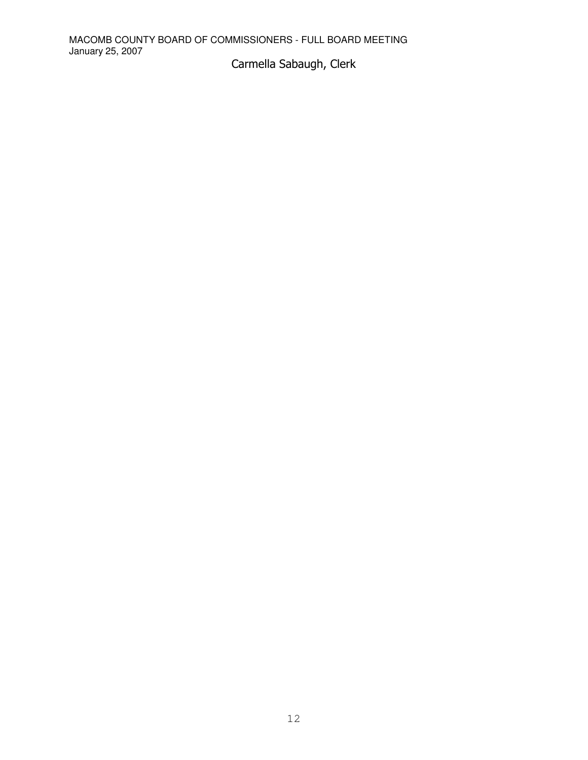Carmella Sabaugh, Clerk